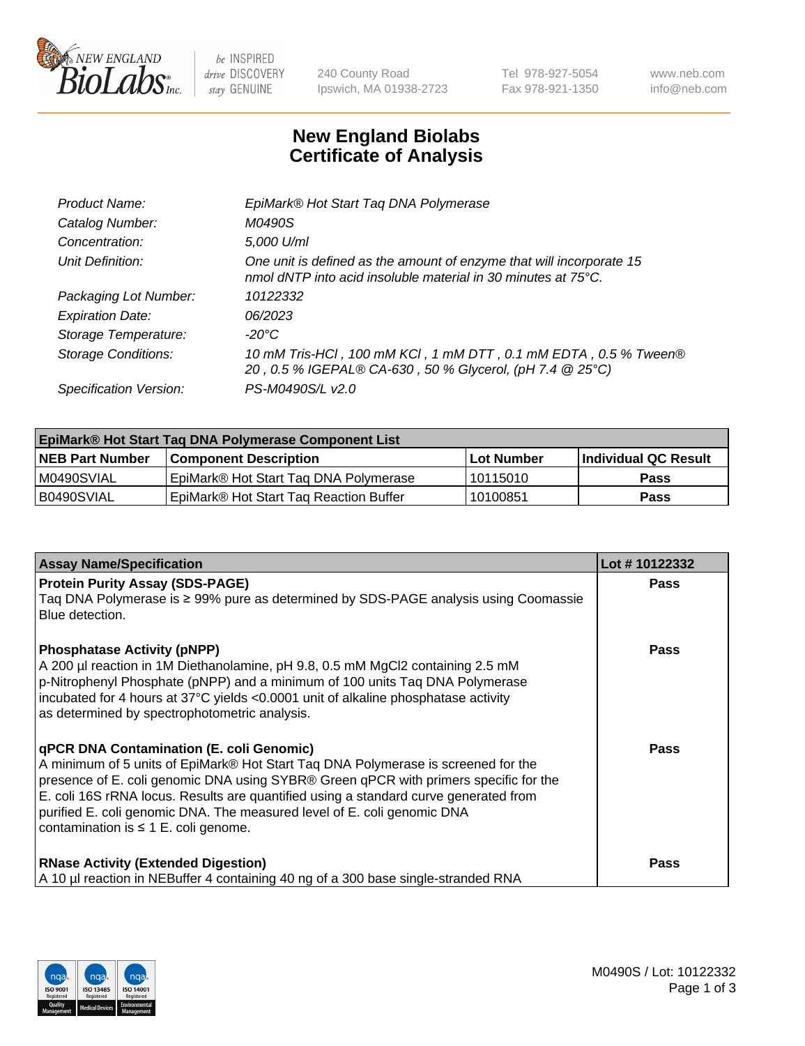# New England Biolabs Certificate of Analysis

| | |
|---|---|
| *Product Name:* | *EpiMark® Hot Start Taq DNA Polymerase* |
| *Catalog Number:* | *M0490S* |
| *Concentration:* | *5,000 U/ml* |
| *Unit Definition:* | *One unit is defined as the amount of enzyme that will incorporate 15 nmol dNTP into acid insoluble material in 30 minutes at 75°C.* |
| *Packaging Lot Number:* | *10122332* |
| *Expiration Date:* | *06/2023* |
| *Storage Temperature:* | *-20°C* |
| *Storage Conditions:* | *10 mM Tris-HCl , 100 mM KCl , 1 mM DTT , 0.1 mM EDTA , 0.5 % Tween® 20 , 0.5 % IGEPAL® CA-630 , 50 % Glycerol, (pH 7.4 @ 25°C)* |
| *Specification Version:* | *PS-M0490S/L v2.0* |

| EpiMark® Hot Start Taq DNA Polymerase Component List | | | |
|---|---|---|---|
| **NEB Part Number** | **Component Description** | **Lot Number** | **Individual QC Result** |
| M0490SVIAL | EpiMark® Hot Start Taq DNA Polymerase | 10115010 | **Pass** |
| B0490SVIAL | EpiMark® Hot Start Taq Reaction Buffer | 10100851 | **Pass** |

| Assay Name/Specification | Lot # 10122332 |
|---|---|
| **Protein Purity Assay (SDS-PAGE)** Taq DNA Polymerase is ≥ 99% pure as determined by SDS-PAGE analysis using Coomassie Blue detection. | **Pass** |
| **Phosphatase Activity (pNPP)** A 200 µl reaction in 1M Diethanolamine, pH 9.8, 0.5 mM MgCl2 containing 2.5 mM p-Nitrophenyl Phosphate (pNPP) and a minimum of 100 units Taq DNA Polymerase incubated for 4 hours at 37°C yields <0.0001 unit of alkaline phosphatase activity as determined by spectrophotometric analysis. | **Pass** |
| **qPCR DNA Contamination (E. coli Genomic)** A minimum of 5 units of EpiMark® Hot Start Taq DNA Polymerase is screened for the presence of E. coli genomic DNA using SYBR® Green qPCR with primers specific for the E. coli 16S rRNA locus. Results are quantified using a standard curve generated from purified E. coli genomic DNA. The measured level of E. coli genomic DNA contamination is ≤ 1 E. coli genome. | **Pass** |
| **RNase Activity (Extended Digestion)** A 10 µl reaction in NEBuffer 4 containing 40 ng of a 300 base single-stranded RNA | **Pass** |

M0490S / Lot: 10122332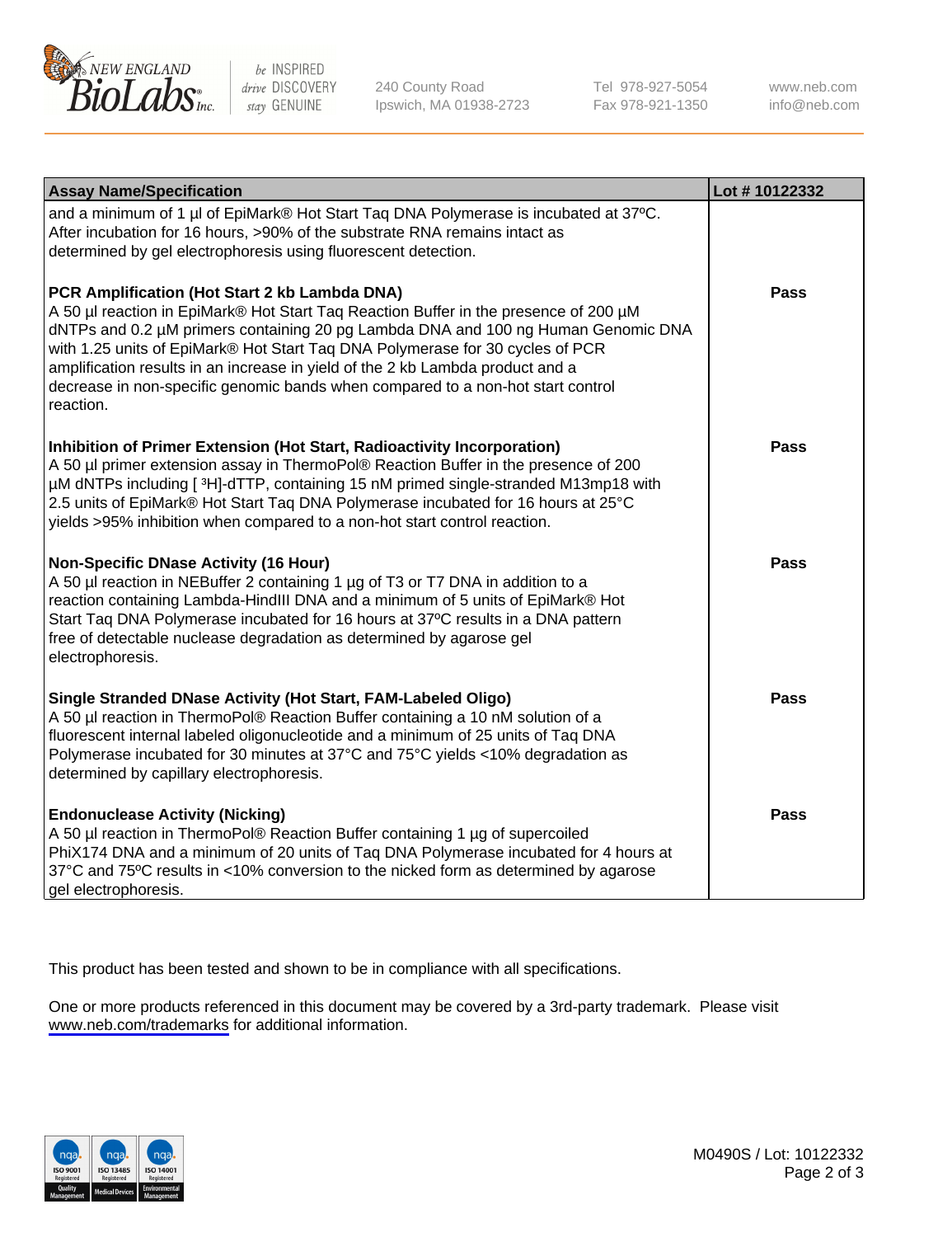| Assay Name/Specification | Lot # 10122332 |
| --- | --- |
| and a minimum of 1 µl of EpiMark® Hot Start Taq DNA Polymerase is incubated at 37ºC. After incubation for 16 hours, >90% of the substrate RNA remains intact as determined by gel electrophoresis using fluorescent detection. | |
| **PCR Amplification (Hot Start 2 kb Lambda DNA)**<br>A 50 µl reaction in EpiMark® Hot Start Taq Reaction Buffer in the presence of 200 µM dNTPs and 0.2 µM primers containing 20 pg Lambda DNA and 100 ng Human Genomic DNA with 1.25 units of EpiMark® Hot Start Taq DNA Polymerase for 30 cycles of PCR amplification results in an increase in yield of the 2 kb Lambda product and a decrease in non-specific genomic bands when compared to a non-hot start control reaction. | Pass |
| **Inhibition of Primer Extension (Hot Start, Radioactivity Incorporation)**<br>A 50 µl primer extension assay in ThermoPol® Reaction Buffer in the presence of 200 µM dNTPs including [ $^3$H]-dTTP, containing 15 nM primed single-stranded M13mp18 with 2.5 units of EpiMark® Hot Start Taq DNA Polymerase incubated for 16 hours at 25°C yields >95% inhibition when compared to a non-hot start control reaction. | Pass |
| **Non-Specific DNase Activity (16 Hour)**<br>A 50 µl reaction in NEBuffer 2 containing 1 µg of T3 or T7 DNA in addition to a reaction containing Lambda-HindIII DNA and a minimum of 5 units of EpiMark® Hot Start Taq DNA Polymerase incubated for 16 hours at 37ºC results in a DNA pattern free of detectable nuclease degradation as determined by agarose gel electrophoresis. | Pass |
| **Single Stranded DNase Activity (Hot Start, FAM-Labeled Oligo)**<br>A 50 µl reaction in ThermoPol® Reaction Buffer containing a 10 nM solution of a fluorescent internal labeled oligonucleotide and a minimum of 25 units of Taq DNA Polymerase incubated for 30 minutes at 37°C and 75°C yields <10% degradation as determined by capillary electrophoresis. | Pass |
| **Endonuclease Activity (Nicking)**<br>A 50 µl reaction in ThermoPol® Reaction Buffer containing 1 µg of supercoiled PhiX174 DNA and a minimum of 20 units of Taq DNA Polymerase incubated for 4 hours at 37°C and 75ºC results in <10% conversion to the nicked form as determined by agarose gel electrophoresis. | Pass |

This product has been tested and shown to be in compliance with all specifications.

One or more products referenced in this document may be covered by a 3rd-party trademark. Please visit www.neb.com/trademarks for additional information.

M0490S / Lot: 10122332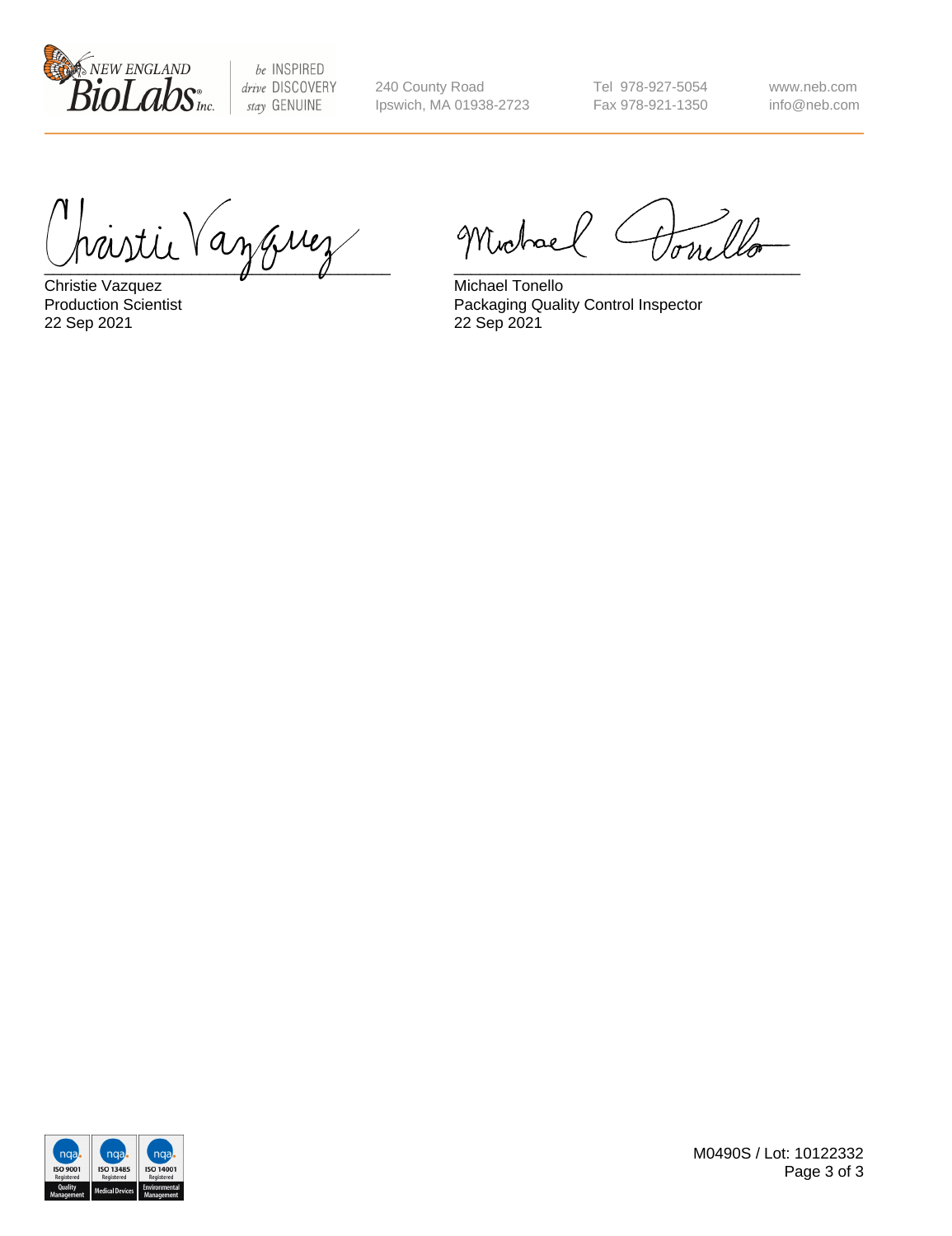Christie Vazquez
Production Scientist
22 Sep 2021

Michael Tonello
Packaging Quality Control Inspector
22 Sep 2021

M0490S / Lot: 10122332